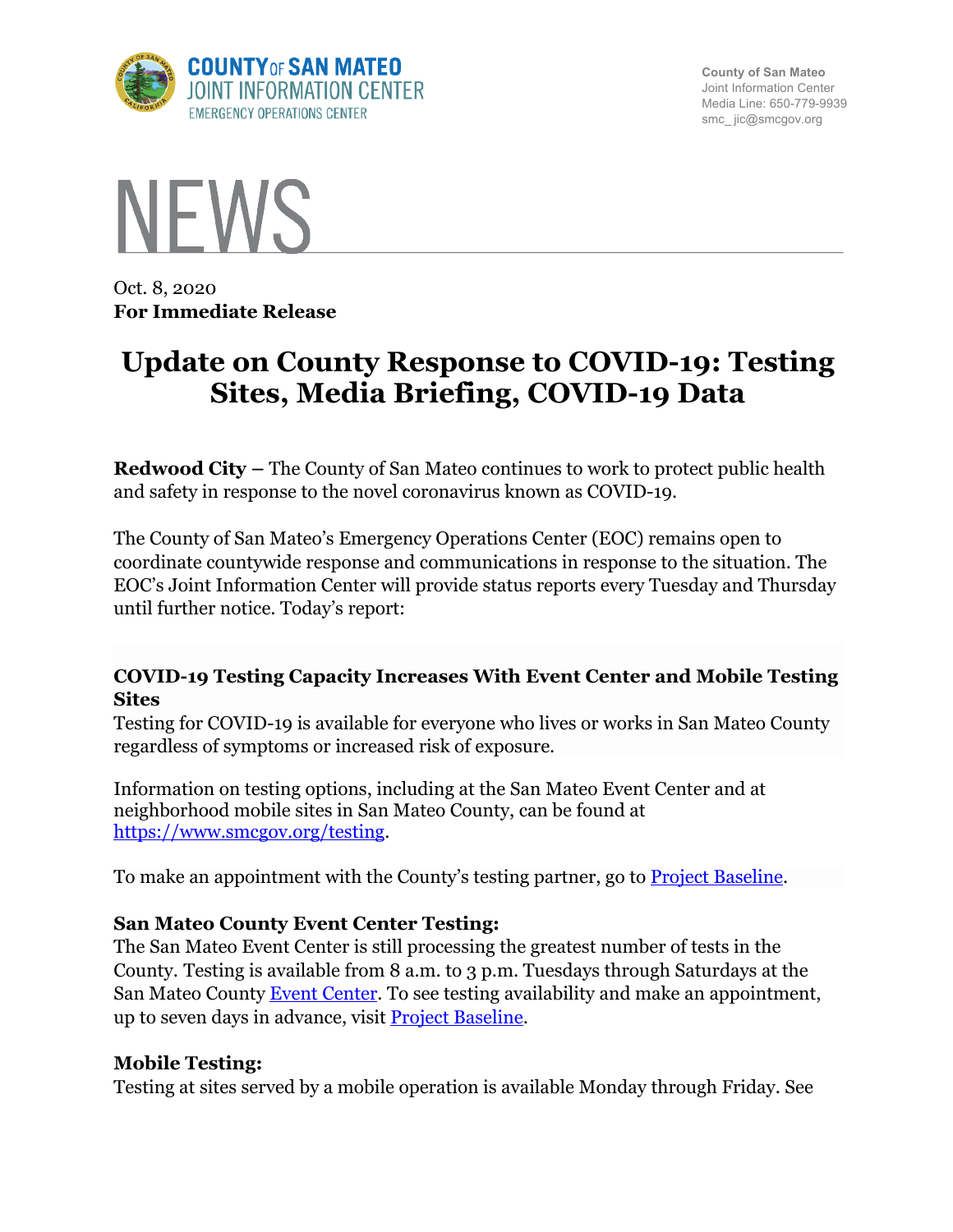County of San Mateo
Joint Information Center
Media Line: 650-779-9939
smc_ jic@smcgov.org

COUNTY OF SAN MATEO
JOINT INFORMATION CENTER
EMERGENCY OPERATIONS CENTER

# NEWS

Oct. 8, 2020
**For Immediate Release**

# Update on County Response to COVID-19: Testing Sites, Media Briefing, COVID-19 Data

**Redwood City** – The County of San Mateo continues to work to protect public health and safety in response to the novel coronavirus known as COVID-19.

The County of San Mateo's Emergency Operations Center (EOC) remains open to coordinate countywide response and communications in response to the situation. The EOC's Joint Information Center will provide status reports every Tuesday and Thursday until further notice. Today's report:

### COVID-19 Testing Capacity Increases With Event Center and Mobile Testing Sites

Testing for COVID-19 is available for everyone who lives or works in San Mateo County regardless of symptoms or increased risk of exposure.

Information on testing options, including at the San Mateo Event Center and at neighborhood mobile sites in San Mateo County, can be found at https://www.smcgov.org/testing.

To make an appointment with the County's testing partner, go to Project Baseline.

### San Mateo County Event Center Testing:

The San Mateo Event Center is still processing the greatest number of tests in the County. Testing is available from 8 a.m. to 3 p.m. Tuesdays through Saturdays at the San Mateo County Event Center. To see testing availability and make an appointment, up to seven days in advance, visit Project Baseline.

### Mobile Testing:

Testing at sites served by a mobile operation is available Monday through Friday. See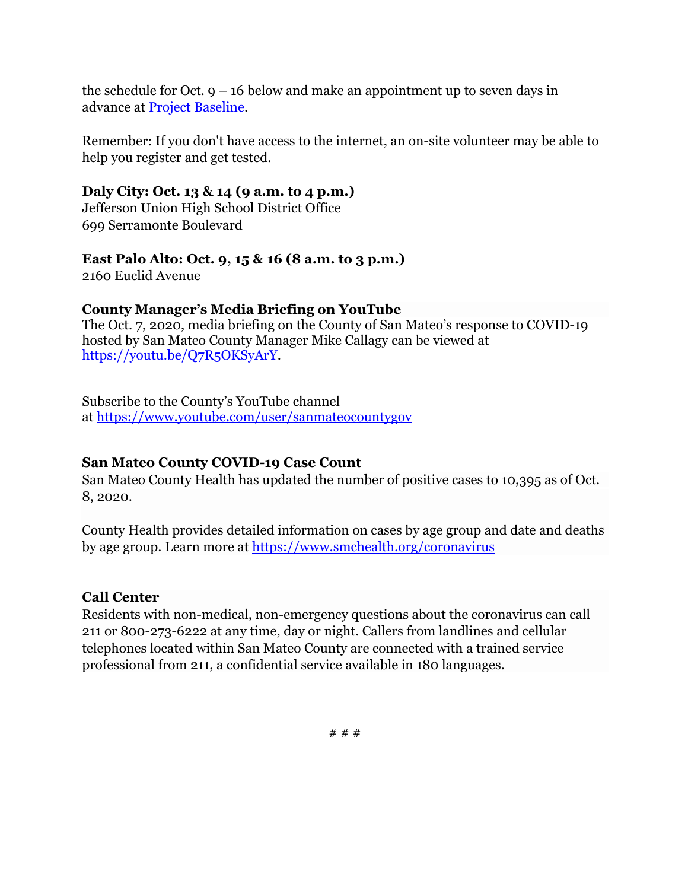the schedule for Oct. 9 – 16 below and make an appointment up to seven days in advance at [Project Baseline](Project Baseline).

Remember: If you don't have access to the internet, an on-site volunteer may be able to help you register and get tested.

**Daly City: Oct. 13 & 14 (9 a.m. to 4 p.m.)**
Jefferson Union High School District Office
699 Serramonte Boulevard

**East Palo Alto: Oct. 9, 15 & 16 (8 a.m. to 3 p.m.)**
2160 Euclid Avenue

**County Manager's Media Briefing on YouTube**
The Oct. 7, 2020, media briefing on the County of San Mateo's response to COVID-19 hosted by San Mateo County Manager Mike Callagy can be viewed at https://youtu.be/Q7R5OKSyArY.

Subscribe to the County's YouTube channel at https://www.youtube.com/user/sanmateocountygov

**San Mateo County COVID-19 Case Count**
San Mateo County Health has updated the number of positive cases to 10,395 as of Oct. 8, 2020.

County Health provides detailed information on cases by age group and date and deaths by age group. Learn more at https://www.smchealth.org/coronavirus

**Call Center**
Residents with non-medical, non-emergency questions about the coronavirus can call 211 or 800-273-6222 at any time, day or night. Callers from landlines and cellular telephones located within San Mateo County are connected with a trained service professional from 211, a confidential service available in 180 languages.

# # #